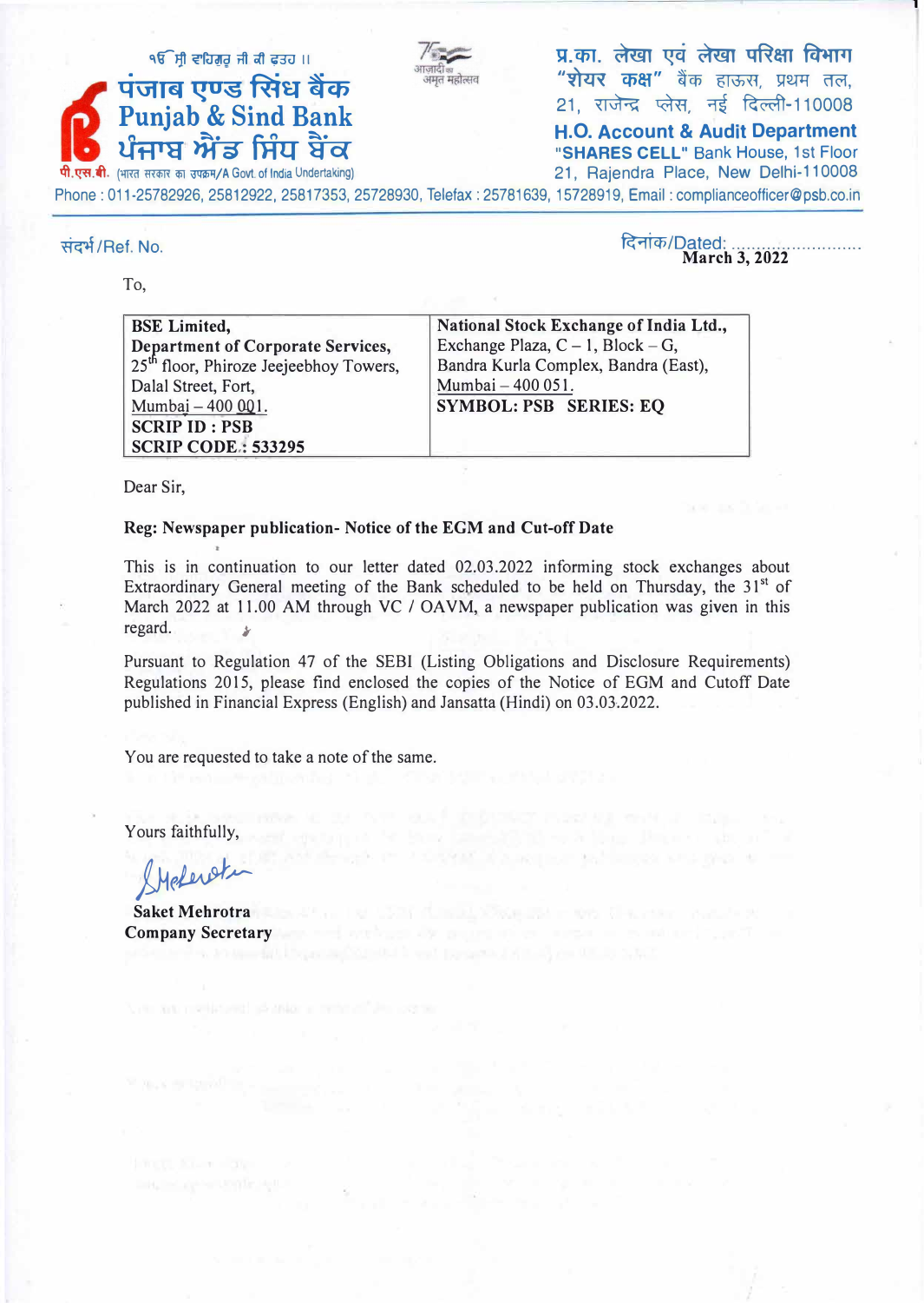੧ੴ ਸ੍ਰੀ ਵਾਹਿਗੁਰੂ ਜੀ ਕੀ ਫਤਹ ॥

**पंजाब एण्ड सिंध बैंक**
**Punjab & Sind Bank**
**ਪੰਜਾਬ ਐਂਡ ਸਿੰਧ ਬੈਂਕ**

पी.एस.बी. (भारत सरकार का उपक्रम/A Govt. of India Undertaking)

आजादी का अमृत महोत्सव

प्र.का. लेखा एवं लेखा परिक्षा विभाग
"शेयर कक्ष" बैंक हाऊस, प्रथम तल,
21, राजेन्द्र प्लेस, नई दिल्ली-110008

**H.O. Account & Audit Department**
**"SHARES CELL"** Bank House, 1st Floor
21, Rajendra Place, New Delhi-110008

Phone : 011-25782926, 25812922, 25817353, 25728930, Telefax : 25781639, 15728919, Email : complianceofficer@psb.co.in

संदर्भ/Ref. No.

दिनांक/Dated: **March 3, 2022**

To,

| **BSE Limited,** **Department of Corporate Services,** 25th floor, Phiroze Jeejeebhoy Towers, Dalal Street, Fort, Mumbai – 400 001. **SCRIP ID : PSB** **SCRIP CODE : 533295** | **National Stock Exchange of India Ltd.,** Exchange Plaza, C – 1, Block – G, Bandra Kurla Complex, Bandra (East), Mumbai – 400 051. **SYMBOL: PSB SERIES: EQ** |
|---|---|

Dear Sir,

**Reg: Newspaper publication- Notice of the EGM and Cut-off Date**

This is in continuation to our letter dated 02.03.2022 informing stock exchanges about Extraordinary General meeting of the Bank scheduled to be held on Thursday, the 31st of March 2022 at 11.00 AM through VC / OAVM, a newspaper publication was given in this regard.

Pursuant to Regulation 47 of the SEBI (Listing Obligations and Disclosure Requirements) Regulations 2015, please find enclosed the copies of the Notice of EGM and Cutoff Date published in Financial Express (English) and Jansatta (Hindi) on 03.03.2022.

You are requested to take a note of the same.

Yours faithfully,

**Saket Mehrotra**
**Company Secretary**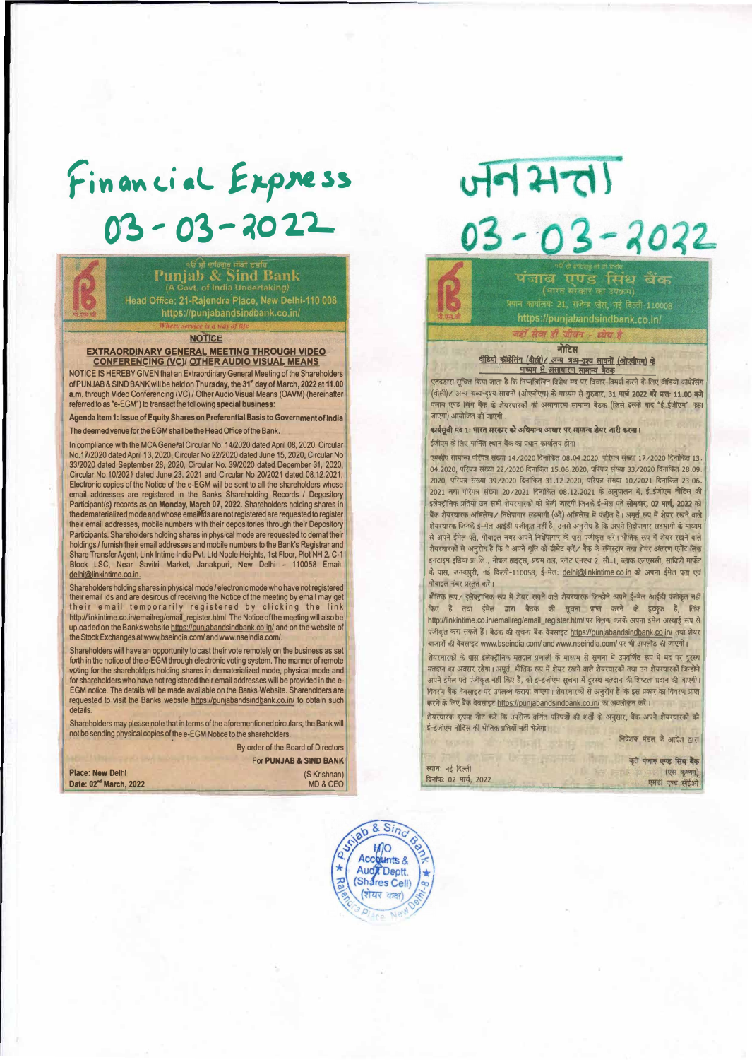Financial Express
03-03-2022

पी एस बी

यहाँ सेवा ही जीवन - ध्येय है

# Punjab & Sind Bank

(A Govt. of India Undertaking)

Head Office: 21-Rajendra Place, New Delhi-110 008

https://punjabandsindbank.co.in/

*Where service is a way of life*

## NOTICE

### EXTRAORDINARY GENERAL MEETING THROUGH VIDEO CONFERENCING (VC)/ OTHER AUDIO VISUAL MEANS

NOTICE IS HEREBY GIVEN that an Extraordinary General Meeting of the Shareholders of PUNJAB & SIND BANK will be held on **Thursday, the 31st day of March, 2022 at 11.00 a.m.** through Video Conferencing (VC) / Other Audio Visual Means (OAVM) (hereinafter referred to as "e-EGM") to transact the following **special business:**

**Agenda Item 1: Issue of Equity Shares on Preferential Basis to Government of India**

The deemed venue for the EGM shall be the Head Office of the Bank.

In compliance with the MCA General Circular No. 14/2020 dated April 08, 2020, Circular No.17/2020 dated April 13, 2020, Circular No 22/2020 dated June 15, 2020, Circular No 33/2020 dated September 28, 2020, Circular No. 39/2020 dated December 31, 2020, Circular No 10/2021 dated June 23, 2021 and Circular No 20/2021 dated 08.12.2021, Electronic copies of the Notice of the e-EGM will be sent to all the shareholders whose email addresses are registered in the Banks Shareholding Records / Depository Participant(s) records as on **Monday, March 07, 2022.** Shareholders holding shares in the dematerialized mode and whose emailids are not registered are requested to register their email addresses, mobile numbers with their depositories through their Depository Participants. Shareholders holding shares in physical mode are requested to demat their holdings / furnish their email addresses and mobile numbers to the Bank's Registrar and Share Transfer Agent, Link Intime India Pvt. Ltd Noble Heights, 1st Floor, Plot NH 2, C-1 Block LSC, Near Savitri Market, Janakpuri, New Delhi – 110058 Email: delhi@linkintime.co.in.

Shareholders holding shares in physical mode / electronic mode who have not registered their email ids and are desirous of receiving the Notice of the meeting by email may get their email temporarily registered by clicking the link http://linkintime.co.in/emailreg/email_register.html. The Notice of the meeting will also be uploaded on the Banks website https://punjabandsindbank.co.in/ and on the website of the Stock Exchanges at www.bseindia.com/ and www.nseindia.com/.

Shareholders will have an opportunity to cast their vote remotely on the business as set forth in the notice of the e-EGM through electronic voting system. The manner of remote voting for the shareholders holding shares in dematerialized mode, physical mode and for shareholders who have not registered their email addresses will be provided in the e-EGM notice. The details will be made available on the Banks Website. Shareholders are requested to visit the Banks website https://punjabandsindbank.co.in/ to obtain such details.

Shareholders may please note that in terms of the aforementioned circulars, the Bank will not be sending physical copies of the e-EGM Notice to the shareholders.

By order of the Board of Directors

For PUNJAB & SIND BANK

(S Krishnan)

MD & CEO

**Place: New Delhi**

**Date: 02nd March, 2022**

---

जनसत्ता
03-03-2022

पी एस बी

# पंजाब एण्ड सिंध बैंक

(भारत सरकार का उपक्रम)

प्रधान कार्यालय: 21, राजेन्द्र प्लेस, नई दिल्ली-110008

https://punjabandsindbank.co.in/

*जहाँ सेवा ही जीवन - ध्येय है*

## नोटिस

### वीडियो कॉन्फ्रेंसिंग (वीसी)/ अन्य श्रव्य-दृश्य साधनों (ओएवीएम) के माध्यम से असाधारण सामान्य बैठक

एतद्द्वारा सूचित किया जाता है कि निम्नलिखित विशेष मद पर विचार-विमर्श करने के लिए वीडियो कॉन्फ्रेंसिंग (वीसी)/ अन्य श्रव्य-दृश्य साधनों (ओएवीएम) के माध्यम से **गुरुवार, 31 मार्च 2022 को प्रातः 11:00 बजे** पंजाब एण्ड सिंध बैंक के शेयरधारकों की असाधारण सामान्य बैठक (जिसे इसके बाद "ई-ईजीएम" कहा जाएगा) आयोजित की जाएगी :

**कार्यसूची मद 1: भारत सरकार को अधिमान्य आधार पर सामान्य शेयर जारी करना।**

ईजीएम के लिए मानित स्थान बैंक का प्रधान कार्यालय होगा।

एमसीए सामान्य परिपत्र संख्या 14/2020 दिनांकित 08.04.2020, परिपत्र संख्या 17/2020 दिनांकित 13.04.2020, परिपत्र संख्या 22/2020 दिनांकित 15.06.2020, परिपत्र संख्या 33/2020 दिनांकित 28.09.2020, परिपत्र संख्या 39/2020 दिनांकित 31.12.2020, परिपत्र संख्या 10/2021 दिनांकित 23.06.2021 तथा परिपत्र संख्या 20/2021 दिनांकित 08.12.2021 के अनुपालन में, ई-ईजीएम नोटिस की इलेक्ट्रॉनिक प्रतियां उन सभी शेयरधारकों को भेजी जाएंगी जिनके ई-मेल पते **सोमवार, 07 मार्च, 2022** को बैंक शेयरधारक अभिलेख/ निक्षेपागार सहभागी (ओं) अभिलेख में पंजीकृत हैं। अमूर्त रूप में शेयर रखने वाले शेयरधारक जिनके ई-मेल आईडी पंजीकृत नहीं है, उनसे अनुरोध है कि अपने निक्षेपागार सहभागी के माध्यम से अपने ईमेल पते, मोबाइल नंबर अपने निक्षेपागार के पास पंजीकृत करें। भौतिक रूप में शेयर रखने वाले शेयरधारकों से अनुरोध है कि वे अपने धृति को डीमेट करें/ बैंक के रजिस्ट्रार तथा शेयर अंतरण एजेंट लिंक इनटाइम इंडिया प्रा.लि., नोबल हाइट्स, प्रथम तल, प्लॉट एनएच 2, सी-1, ब्लॉक एलएससी, सावित्री मार्केट के पास, जनकपुरी, नई दिल्ली-110058, ई-मेल: delhi@linkintime.co.in को अपना ईमेल पता एवं मोबाइल नंबर प्रस्तुत करें।

भौतिक रूप/ इलेक्ट्रॉनिक रूप में शेयर रखने वाले शेयरधारक जिन्होंने अपने ई-मेल आईडी पंजीकृत नहीं किए हैं तथा ईमेल द्वारा बैठक की सूचना प्राप्त करने के इच्छुक हैं, लिंक http://linkintime.co.in/emailreg/email_register.html पर क्लिक करके अपना ईमेल अस्थाई रूप से पंजीकृत करा सकते हैं। बैठक की सूचना बैंक वेबसाइट https://punjabandsindbank.co.in/ तथा शेयर बाजारों की वेबसाइट www.bseindia.com/ and www.nseindia.com/ पर भी अपलोड की जाएगी।

शेयरधारकों के पास इलेक्ट्रॉनिक मतदान प्रणाली के माध्यम से सूचना में उपवर्णित रूप में मद पर दूरस्थ मतदान का अवसर रहेगा। अमूर्त, भौतिक रूप में शेयर रखने वाले शेयरधारकों तथा उन शेयरधारकों जिन्होंने अपने ईमेल पते पंजीकृत नहीं किए हैं, को ई-ईजीएम सूचना में दूरस्थ मतदान की विधि प्रदान की जाएगी। विवरण बैंक वेबसाइट पर उपलब्ध कराया जाएगा। शेयरधारकों से अनुरोध है कि इस प्रकार का विवरण प्राप्त करने के लिए बैंक वेबसाइट https://punjabandsindbank.co.in/ का अवलोकन करें।

शेयरधारक कृपया नोट करें कि उपरोक्त वर्णित परिपत्रों की शर्तों के अनुसार, बैंक अपने शेयरधारकों को ई-ईजीएम नोटिस की भौतिक प्रतियाँ नहीं भेजेगा।

निदेशक मंडल के आदेश द्वारा

कृते पंजाब एण्ड सिंध बैंक

(एस कृष्णन)

एमडी एण्ड सीईओ

स्थान: नई दिल्ली

दिनांक: 02 मार्च, 2022

---

Punjab & Sind Bank, H/O Accounts & Audit Deptt. (Shares Cell) (शेयर कक्ष), Rajendra Place, New Delhi-8